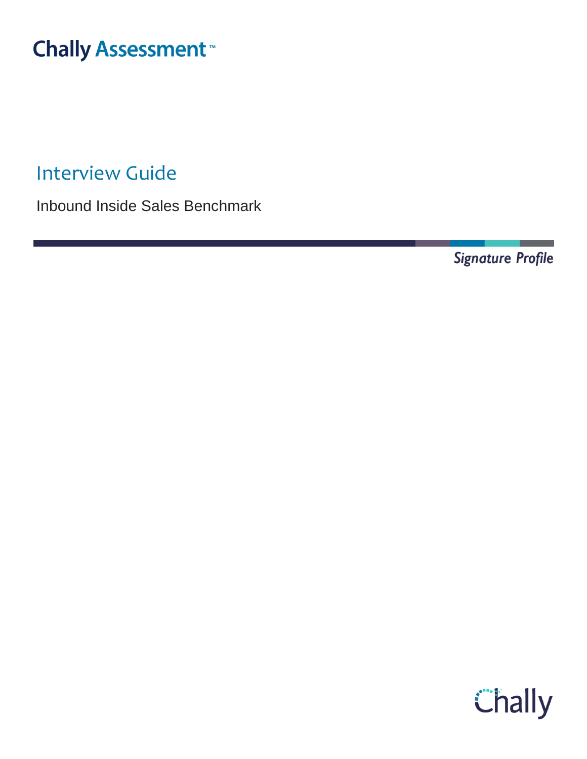Chally Assessment™

# Interview Guide

Inbound Inside Sales Benchmark

*Signature Profile*

Chally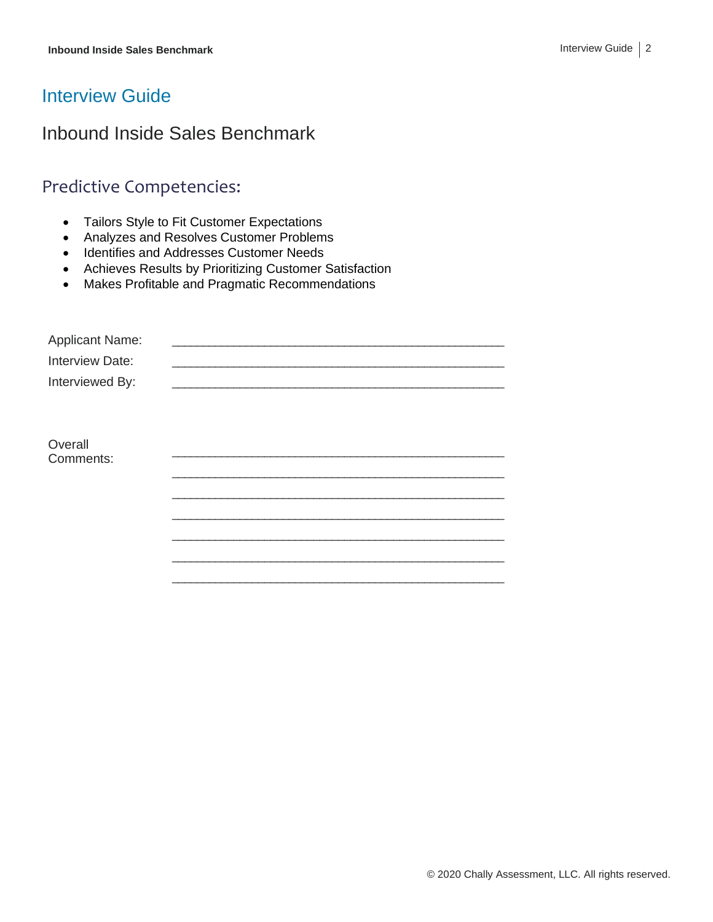# Interview Guide

## Inbound Inside Sales Benchmark

### Predictive Competencies:

- Tailors Style to Fit Customer Expectations
- Analyzes and Resolves Customer Problems
- Identifies and Addresses Customer Needs
- Achieves Results by Prioritizing Customer Satisfaction
- Makes Profitable and Pragmatic Recommendations

Applicant Name: _______________________________________________

Interview Date: _______________________________________________

Interviewed By: _______________________________________________

Overall Comments: _______________________________________________

_______________________________________________

_______________________________________________

_______________________________________________

_______________________________________________

_______________________________________________

_______________________________________________

© 2020 Chally Assessment, LLC. All rights reserved.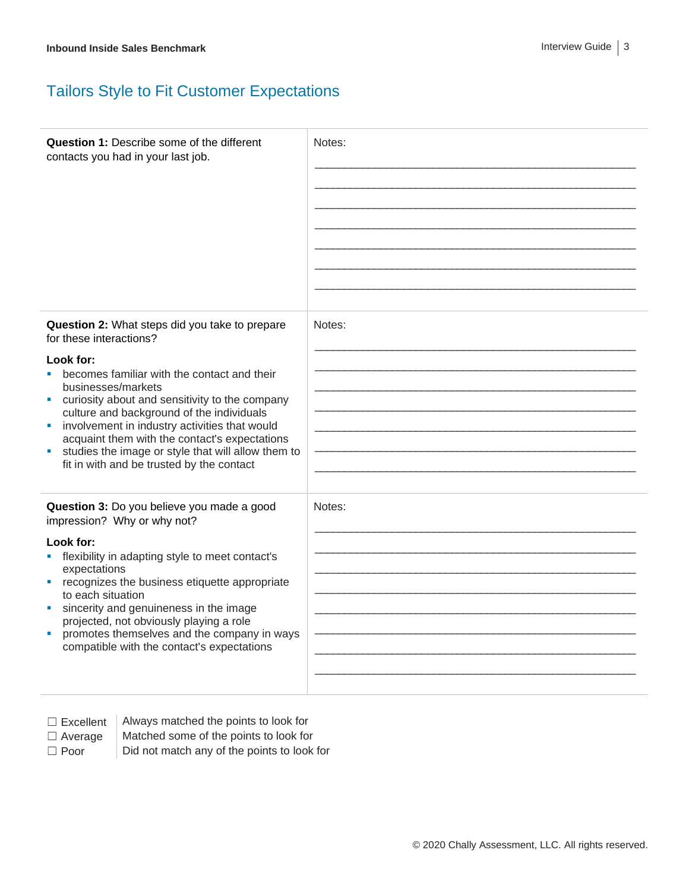## Tailors Style to Fit Customer Expectations

| | |
|---|---|
| **Question 1:** Describe some of the different contacts you had in your last job. | Notes:<br>\_\_\_\_\_\_\_\_\_\_\_\_\_\_\_\_\_\_\_\_\_\_\_\_\_\_\_\_\_\_\_\_\_\_\_\_\_\_\_\_<br>\_\_\_\_\_\_\_\_\_\_\_\_\_\_\_\_\_\_\_\_\_\_\_\_\_\_\_\_\_\_\_\_\_\_\_\_\_\_\_\_<br>\_\_\_\_\_\_\_\_\_\_\_\_\_\_\_\_\_\_\_\_\_\_\_\_\_\_\_\_\_\_\_\_\_\_\_\_\_\_\_\_<br>\_\_\_\_\_\_\_\_\_\_\_\_\_\_\_\_\_\_\_\_\_\_\_\_\_\_\_\_\_\_\_\_\_\_\_\_\_\_\_\_<br>\_\_\_\_\_\_\_\_\_\_\_\_\_\_\_\_\_\_\_\_\_\_\_\_\_\_\_\_\_\_\_\_\_\_\_\_\_\_\_\_<br>\_\_\_\_\_\_\_\_\_\_\_\_\_\_\_\_\_\_\_\_\_\_\_\_\_\_\_\_\_\_\_\_\_\_\_\_\_\_\_\_<br>\_\_\_\_\_\_\_\_\_\_\_\_\_\_\_\_\_\_\_\_\_\_\_\_\_\_\_\_\_\_\_\_\_\_\_\_\_\_\_\_ |
| **Question 2:** What steps did you take to prepare for these interactions?<br><br>**Look for:**<br>▪ becomes familiar with the contact and their businesses/markets<br>▪ curiosity about and sensitivity to the company culture and background of the individuals<br>▪ involvement in industry activities that would acquaint them with the contact's expectations<br>▪ studies the image or style that will allow them to fit in with and be trusted by the contact | Notes:<br>\_\_\_\_\_\_\_\_\_\_\_\_\_\_\_\_\_\_\_\_\_\_\_\_\_\_\_\_\_\_\_\_\_\_\_\_\_\_\_\_<br>\_\_\_\_\_\_\_\_\_\_\_\_\_\_\_\_\_\_\_\_\_\_\_\_\_\_\_\_\_\_\_\_\_\_\_\_\_\_\_\_<br>\_\_\_\_\_\_\_\_\_\_\_\_\_\_\_\_\_\_\_\_\_\_\_\_\_\_\_\_\_\_\_\_\_\_\_\_\_\_\_\_<br>\_\_\_\_\_\_\_\_\_\_\_\_\_\_\_\_\_\_\_\_\_\_\_\_\_\_\_\_\_\_\_\_\_\_\_\_\_\_\_\_<br>\_\_\_\_\_\_\_\_\_\_\_\_\_\_\_\_\_\_\_\_\_\_\_\_\_\_\_\_\_\_\_\_\_\_\_\_\_\_\_\_<br>\_\_\_\_\_\_\_\_\_\_\_\_\_\_\_\_\_\_\_\_\_\_\_\_\_\_\_\_\_\_\_\_\_\_\_\_\_\_\_\_<br>\_\_\_\_\_\_\_\_\_\_\_\_\_\_\_\_\_\_\_\_\_\_\_\_\_\_\_\_\_\_\_\_\_\_\_\_\_\_\_\_ |
| **Question 3:** Do you believe you made a good impression? Why or why not?<br><br>**Look for:**<br>▪ flexibility in adapting style to meet contact's expectations<br>▪ recognizes the business etiquette appropriate to each situation<br>▪ sincerity and genuineness in the image projected, not obviously playing a role<br>▪ promotes themselves and the company in ways compatible with the contact's expectations | Notes:<br>\_\_\_\_\_\_\_\_\_\_\_\_\_\_\_\_\_\_\_\_\_\_\_\_\_\_\_\_\_\_\_\_\_\_\_\_\_\_\_\_<br>\_\_\_\_\_\_\_\_\_\_\_\_\_\_\_\_\_\_\_\_\_\_\_\_\_\_\_\_\_\_\_\_\_\_\_\_\_\_\_\_<br>\_\_\_\_\_\_\_\_\_\_\_\_\_\_\_\_\_\_\_\_\_\_\_\_\_\_\_\_\_\_\_\_\_\_\_\_\_\_\_\_<br>\_\_\_\_\_\_\_\_\_\_\_\_\_\_\_\_\_\_\_\_\_\_\_\_\_\_\_\_\_\_\_\_\_\_\_\_\_\_\_\_<br>\_\_\_\_\_\_\_\_\_\_\_\_\_\_\_\_\_\_\_\_\_\_\_\_\_\_\_\_\_\_\_\_\_\_\_\_\_\_\_\_<br>\_\_\_\_\_\_\_\_\_\_\_\_\_\_\_\_\_\_\_\_\_\_\_\_\_\_\_\_\_\_\_\_\_\_\_\_\_\_\_\_<br>\_\_\_\_\_\_\_\_\_\_\_\_\_\_\_\_\_\_\_\_\_\_\_\_\_\_\_\_\_\_\_\_\_\_\_\_\_\_\_\_<br>\_\_\_\_\_\_\_\_\_\_\_\_\_\_\_\_\_\_\_\_\_\_\_\_\_\_\_\_\_\_\_\_\_\_\_\_\_\_\_\_ |

| | |
|---|---|
| ☐ Excellent | Always matched the points to look for |
| ☐ Average | Matched some of the points to look for |
| ☐ Poor | Did not match any of the points to look for |

© 2020 Chally Assessment, LLC. All rights reserved.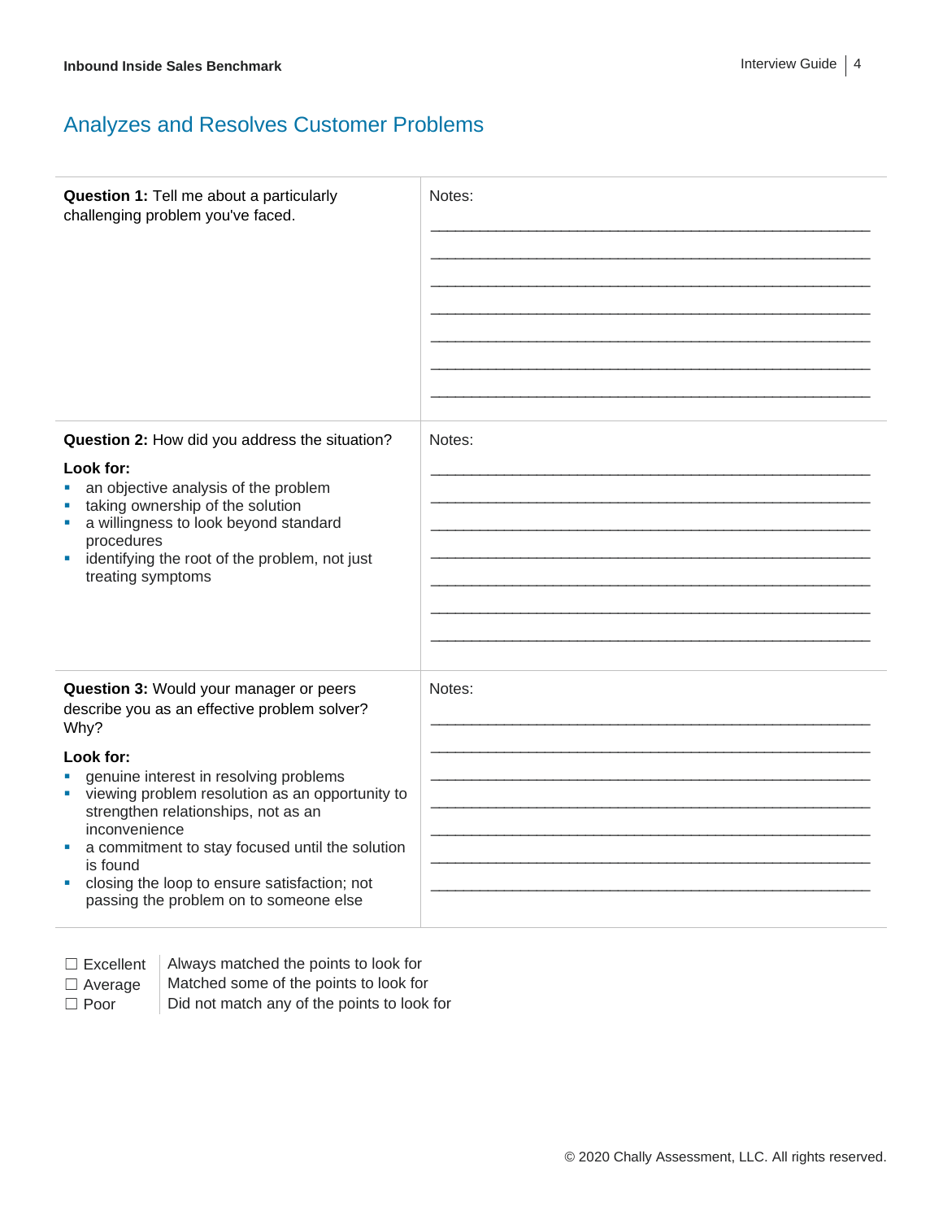## Analyzes and Resolves Customer Problems

| | |
|---|---|
| **Question 1:** Tell me about a particularly challenging problem you've faced. | Notes: |
| **Question 2:** How did you address the situation?<br><br>**Look for:**<br>▪ an objective analysis of the problem<br>▪ taking ownership of the solution<br>▪ a willingness to look beyond standard procedures<br>▪ identifying the root of the problem, not just treating symptoms | Notes: |
| **Question 3:** Would your manager or peers describe you as an effective problem solver? Why?<br><br>**Look for:**<br>▪ genuine interest in resolving problems<br>▪ viewing problem resolution as an opportunity to strengthen relationships, not as an inconvenience<br>▪ a commitment to stay focused until the solution is found<br>▪ closing the loop to ensure satisfaction; not passing the problem on to someone else | Notes: |

| | |
|---|---|
| ☐ Excellent | Always matched the points to look for |
| ☐ Average | Matched some of the points to look for |
| ☐ Poor | Did not match any of the points to look for |

© 2020 Chally Assessment, LLC. All rights reserved.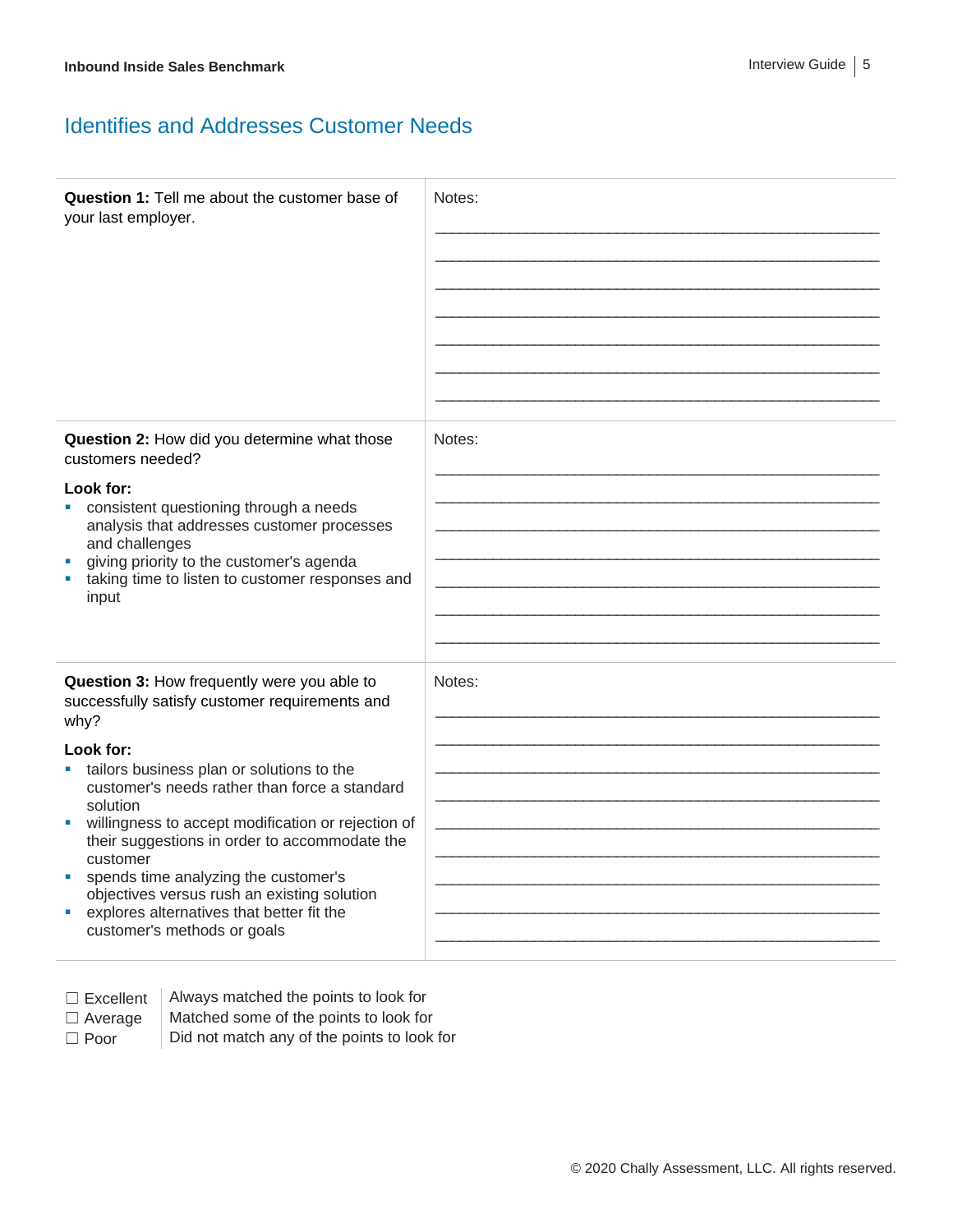## Identifies and Addresses Customer Needs

| | |
|---|---|
| **Question 1:** Tell me about the customer base of your last employer. | Notes: |
| **Question 2:** How did you determine what those customers needed?<br><br>**Look for:**<br>▪ consistent questioning through a needs analysis that addresses customer processes and challenges<br>▪ giving priority to the customer's agenda<br>▪ taking time to listen to customer responses and input | Notes: |
| **Question 3:** How frequently were you able to successfully satisfy customer requirements and why?<br><br>**Look for:**<br>▪ tailors business plan or solutions to the customer's needs rather than force a standard solution<br>▪ willingness to accept modification or rejection of their suggestions in order to accommodate the customer<br>▪ spends time analyzing the customer's objectives versus rush an existing solution<br>▪ explores alternatives that better fit the customer's methods or goals | Notes: |

| | |
|---|---|
| ☐ Excellent | Always matched the points to look for |
| ☐ Average | Matched some of the points to look for |
| ☐ Poor | Did not match any of the points to look for |

© 2020 Chally Assessment, LLC. All rights reserved.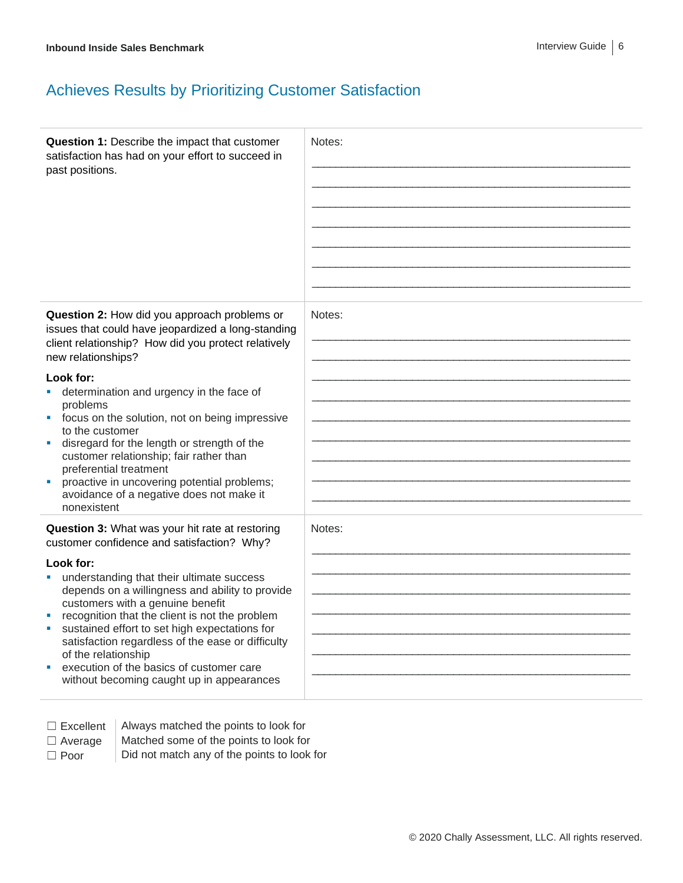## Achieves Results by Prioritizing Customer Satisfaction

| | |
|---|---|
| **Question 1:** Describe the impact that customer satisfaction has had on your effort to succeed in past positions. | Notes: |
| **Question 2:** How did you approach problems or issues that could have jeopardized a long-standing client relationship? How did you protect relatively new relationships?<br><br>**Look for:**<br>▪ determination and urgency in the face of problems<br>▪ focus on the solution, not on being impressive to the customer<br>▪ disregard for the length or strength of the customer relationship; fair rather than preferential treatment<br>▪ proactive in uncovering potential problems; avoidance of a negative does not make it nonexistent | Notes: |
| **Question 3:** What was your hit rate at restoring customer confidence and satisfaction? Why?<br><br>**Look for:**<br>▪ understanding that their ultimate success depends on a willingness and ability to provide customers with a genuine benefit<br>▪ recognition that the client is not the problem<br>▪ sustained effort to set high expectations for satisfaction regardless of the ease or difficulty of the relationship<br>▪ execution of the basics of customer care without becoming caught up in appearances | Notes: |

☐ Excellent | Always matched the points to look for
☐ Average | Matched some of the points to look for
☐ Poor | Did not match any of the points to look for

© 2020 Chally Assessment, LLC. All rights reserved.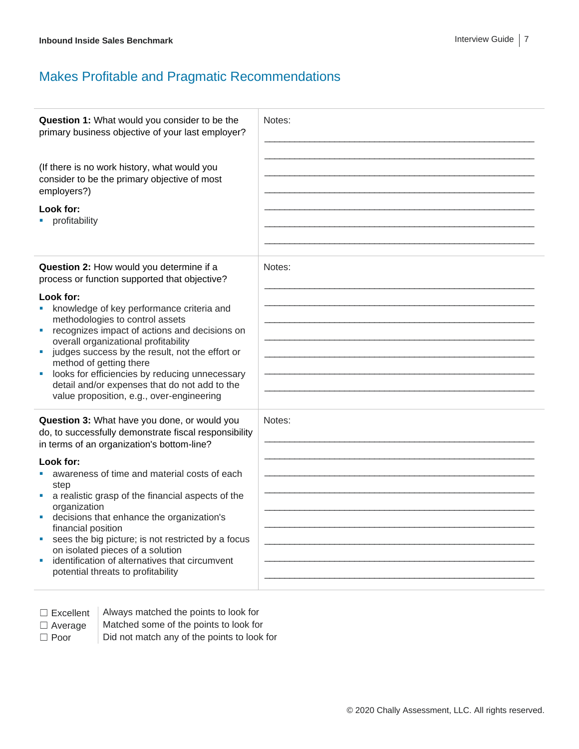## Makes Profitable and Pragmatic Recommendations

| | |
|---|---|
| **Question 1:** What would you consider to be the primary business objective of your last employer?<br><br>(If there is no work history, what would you consider to be the primary objective of most employers?)<br><br>**Look for:**<br>▪ profitability | Notes: |
| **Question 2:** How would you determine if a process or function supported that objective?<br><br>**Look for:**<br>▪ knowledge of key performance criteria and methodologies to control assets<br>▪ recognizes impact of actions and decisions on overall organizational profitability<br>▪ judges success by the result, not the effort or method of getting there<br>▪ looks for efficiencies by reducing unnecessary detail and/or expenses that do not add to the value proposition, e.g., over-engineering | Notes: |
| **Question 3:** What have you done, or would you do, to successfully demonstrate fiscal responsibility in terms of an organization's bottom-line?<br><br>**Look for:**<br>▪ awareness of time and material costs of each step<br>▪ a realistic grasp of the financial aspects of the organization<br>▪ decisions that enhance the organization's financial position<br>▪ sees the big picture; is not restricted by a focus on isolated pieces of a solution<br>▪ identification of alternatives that circumvent potential threats to profitability | Notes: |

| | |
|---|---|
| ☐ Excellent | Always matched the points to look for |
| ☐ Average | Matched some of the points to look for |
| ☐ Poor | Did not match any of the points to look for |

© 2020 Chally Assessment, LLC. All rights reserved.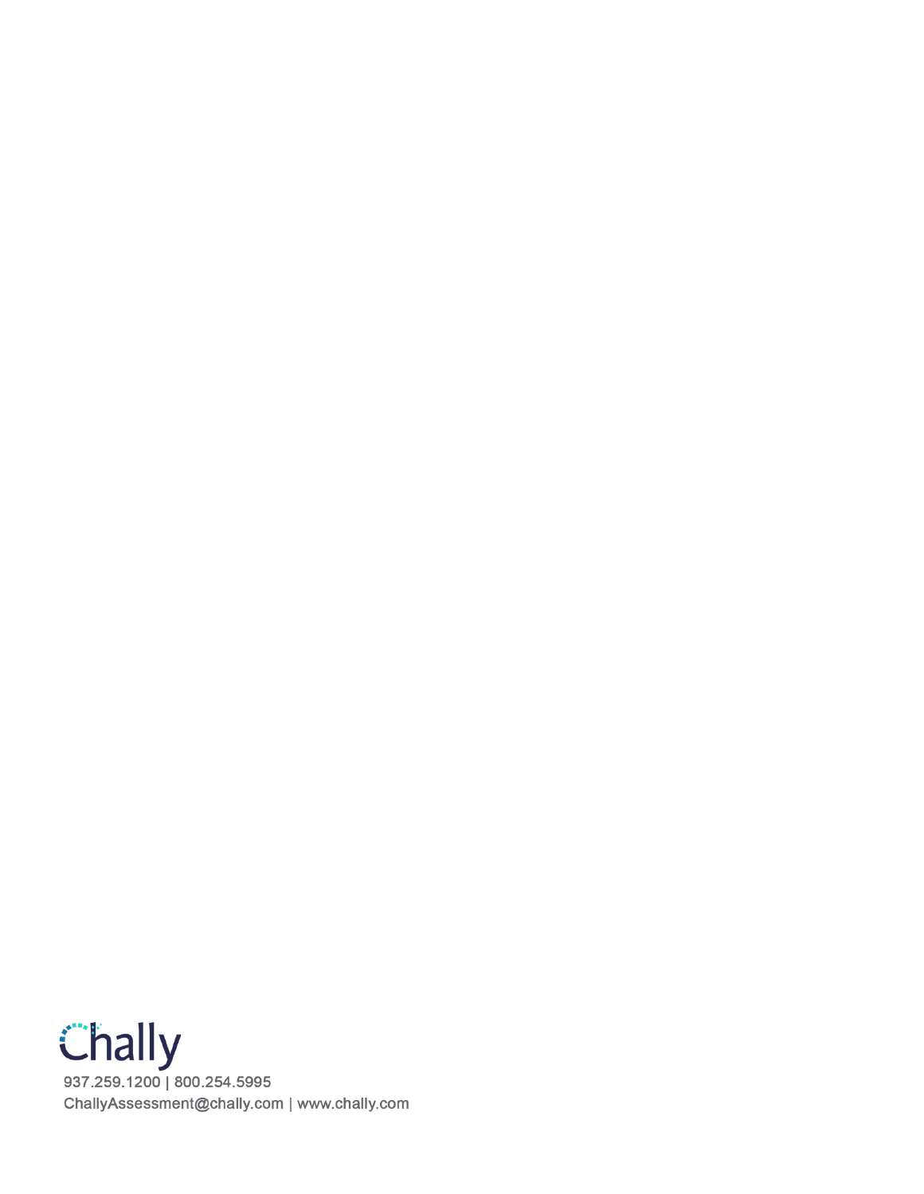Chally

937.259.1200 | 800.254.5995

ChallyAssessment@chally.com | www.chally.com